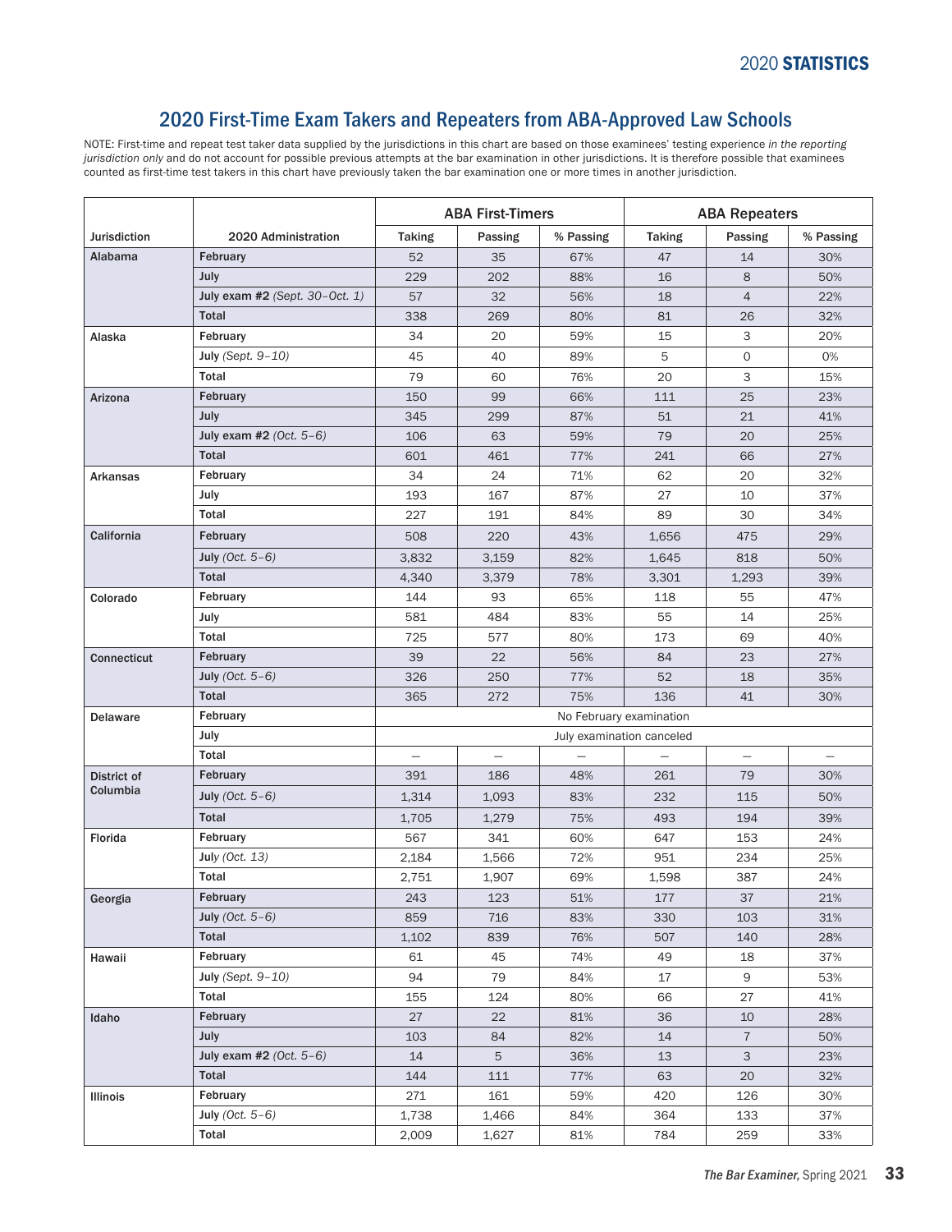## 2020 First-Time Exam Takers and Repeaters from ABA-Approved Law Schools

NOTE: First-time and repeat test taker data supplied by the jurisdictions in this chart are based on those examinees' testing experience *in the reporting jurisdiction only* and do not account for possible previous attempts at the bar examination in other jurisdictions. It is therefore possible that examinees counted as first-time test takers in this chart have previously taken the bar examination one or more times in another jurisdiction.

| | | ABA First-Timers | | | ABA Repeaters | | |
|---|---|---|---|---|---|---|---|
| **Jurisdiction** | **2020 Administration** | **Taking** | **Passing** | **% Passing** | **Taking** | **Passing** | **% Passing** |
| **Alabama** | **February** | 52 | 35 | 67% | 47 | 14 | 30% |
| | **July** | 229 | 202 | 88% | 16 | 8 | 50% |
| | **July exam #2** *(Sept. 30–Oct. 1)* | 57 | 32 | 56% | 18 | 4 | 22% |
| | **Total** | 338 | 269 | 80% | 81 | 26 | 32% |
| **Alaska** | **February** | 34 | 20 | 59% | 15 | 3 | 20% |
| | **July** *(Sept. 9–10)* | 45 | 40 | 89% | 5 | 0 | 0% |
| | **Total** | 79 | 60 | 76% | 20 | 3 | 15% |
| **Arizona** | **February** | 150 | 99 | 66% | 111 | 25 | 23% |
| | **July** | 345 | 299 | 87% | 51 | 21 | 41% |
| | **July exam #2** *(Oct. 5–6)* | 106 | 63 | 59% | 79 | 20 | 25% |
| | **Total** | 601 | 461 | 77% | 241 | 66 | 27% |
| **Arkansas** | **February** | 34 | 24 | 71% | 62 | 20 | 32% |
| | **July** | 193 | 167 | 87% | 27 | 10 | 37% |
| | **Total** | 227 | 191 | 84% | 89 | 30 | 34% |
| **California** | **February** | 508 | 220 | 43% | 1,656 | 475 | 29% |
| | **July** *(Oct. 5–6)* | 3,832 | 3,159 | 82% | 1,645 | 818 | 50% |
| | **Total** | 4,340 | 3,379 | 78% | 3,301 | 1,293 | 39% |
| **Colorado** | **February** | 144 | 93 | 65% | 118 | 55 | 47% |
| | **July** | 581 | 484 | 83% | 55 | 14 | 25% |
| | **Total** | 725 | 577 | 80% | 173 | 69 | 40% |
| **Connecticut** | **February** | 39 | 22 | 56% | 84 | 23 | 27% |
| | **July** *(Oct. 5–6)* | 326 | 250 | 77% | 52 | 18 | 35% |
| | **Total** | 365 | 272 | 75% | 136 | 41 | 30% |
| **Delaware** | **February** | No February examination | | | | | |
| | **July** | July examination canceled | | | | | |
| | **Total** | — | — | — | — | — | — |
| **District of Columbia** | **February** | 391 | 186 | 48% | 261 | 79 | 30% |
| | **July** *(Oct. 5–6)* | 1,314 | 1,093 | 83% | 232 | 115 | 50% |
| | **Total** | 1,705 | 1,279 | 75% | 493 | 194 | 39% |
| **Florida** | **February** | 567 | 341 | 60% | 647 | 153 | 24% |
| | **July** *(Oct. 13)* | 2,184 | 1,566 | 72% | 951 | 234 | 25% |
| | **Total** | 2,751 | 1,907 | 69% | 1,598 | 387 | 24% |
| **Georgia** | **February** | 243 | 123 | 51% | 177 | 37 | 21% |
| | **July** *(Oct. 5–6)* | 859 | 716 | 83% | 330 | 103 | 31% |
| | **Total** | 1,102 | 839 | 76% | 507 | 140 | 28% |
| **Hawaii** | **February** | 61 | 45 | 74% | 49 | 18 | 37% |
| | **July** *(Sept. 9–10)* | 94 | 79 | 84% | 17 | 9 | 53% |
| | **Total** | 155 | 124 | 80% | 66 | 27 | 41% |
| **Idaho** | **February** | 27 | 22 | 81% | 36 | 10 | 28% |
| | **July** | 103 | 84 | 82% | 14 | 7 | 50% |
| | **July exam #2** *(Oct. 5–6)* | 14 | 5 | 36% | 13 | 3 | 23% |
| | **Total** | 144 | 111 | 77% | 63 | 20 | 32% |
| **Illinois** | **February** | 271 | 161 | 59% | 420 | 126 | 30% |
| | **July** *(Oct. 5–6)* | 1,738 | 1,466 | 84% | 364 | 133 | 37% |
| | **Total** | 2,009 | 1,627 | 81% | 784 | 259 | 33% |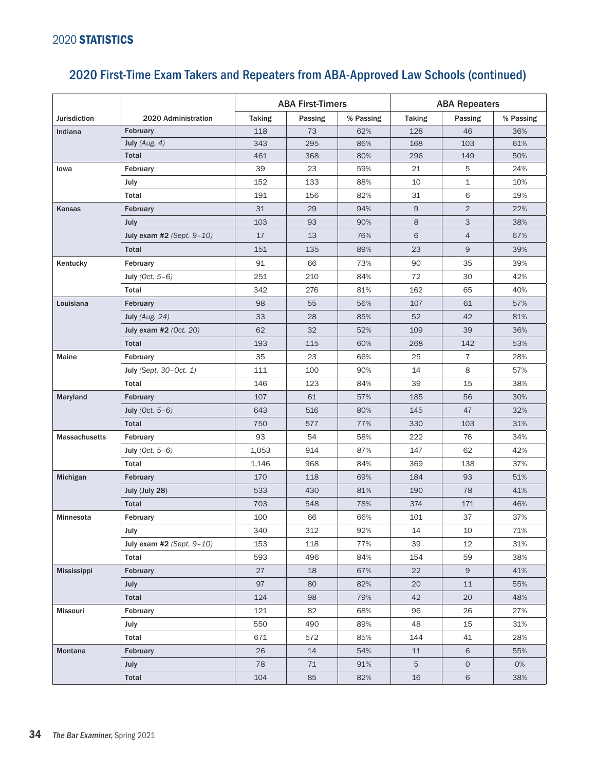## 2020 First-Time Exam Takers and Repeaters from ABA-Approved Law Schools (continued)

| Jurisdiction | 2020 Administration | ABA First-Timers | | | ABA Repeaters | | |
|---|---|---|---|---|---|---|---|
| | | Taking | Passing | % Passing | Taking | Passing | % Passing |
| Indiana | February | 118 | 73 | 62% | 128 | 46 | 36% |
| | July *(Aug. 4)* | 343 | 295 | 86% | 168 | 103 | 61% |
| | Total | 461 | 368 | 80% | 296 | 149 | 50% |
| Iowa | February | 39 | 23 | 59% | 21 | 5 | 24% |
| | July | 152 | 133 | 88% | 10 | 1 | 10% |
| | Total | 191 | 156 | 82% | 31 | 6 | 19% |
| Kansas | February | 31 | 29 | 94% | 9 | 2 | 22% |
| | July | 103 | 93 | 90% | 8 | 3 | 38% |
| | July exam #2 *(Sept. 9–10)* | 17 | 13 | 76% | 6 | 4 | 67% |
| | Total | 151 | 135 | 89% | 23 | 9 | 39% |
| Kentucky | February | 91 | 66 | 73% | 90 | 35 | 39% |
| | July *(Oct. 5–6)* | 251 | 210 | 84% | 72 | 30 | 42% |
| | Total | 342 | 276 | 81% | 162 | 65 | 40% |
| Louisiana | February | 98 | 55 | 56% | 107 | 61 | 57% |
| | July *(Aug. 24)* | 33 | 28 | 85% | 52 | 42 | 81% |
| | July exam #2 *(Oct. 20)* | 62 | 32 | 52% | 109 | 39 | 36% |
| | Total | 193 | 115 | 60% | 268 | 142 | 53% |
| Maine | February | 35 | 23 | 66% | 25 | 7 | 28% |
| | July *(Sept. 30–Oct. 1)* | 111 | 100 | 90% | 14 | 8 | 57% |
| | Total | 146 | 123 | 84% | 39 | 15 | 38% |
| Maryland | February | 107 | 61 | 57% | 185 | 56 | 30% |
| | July *(Oct. 5–6)* | 643 | 516 | 80% | 145 | 47 | 32% |
| | Total | 750 | 577 | 77% | 330 | 103 | 31% |
| Massachusetts | February | 93 | 54 | 58% | 222 | 76 | 34% |
| | July *(Oct. 5–6)* | 1,053 | 914 | 87% | 147 | 62 | 42% |
| | Total | 1,146 | 968 | 84% | 369 | 138 | 37% |
| Michigan | February | 170 | 118 | 69% | 184 | 93 | 51% |
| | July (July 28) | 533 | 430 | 81% | 190 | 78 | 41% |
| | Total | 703 | 548 | 78% | 374 | 171 | 46% |
| Minnesota | February | 100 | 66 | 66% | 101 | 37 | 37% |
| | July | 340 | 312 | 92% | 14 | 10 | 71% |
| | July exam #2 *(Sept. 9–10)* | 153 | 118 | 77% | 39 | 12 | 31% |
| | Total | 593 | 496 | 84% | 154 | 59 | 38% |
| Mississippi | February | 27 | 18 | 67% | 22 | 9 | 41% |
| | July | 97 | 80 | 82% | 20 | 11 | 55% |
| | Total | 124 | 98 | 79% | 42 | 20 | 48% |
| Missouri | February | 121 | 82 | 68% | 96 | 26 | 27% |
| | July | 550 | 490 | 89% | 48 | 15 | 31% |
| | Total | 671 | 572 | 85% | 144 | 41 | 28% |
| Montana | February | 26 | 14 | 54% | 11 | 6 | 55% |
| | July | 78 | 71 | 91% | 5 | 0 | 0% |
| | Total | 104 | 85 | 82% | 16 | 6 | 38% |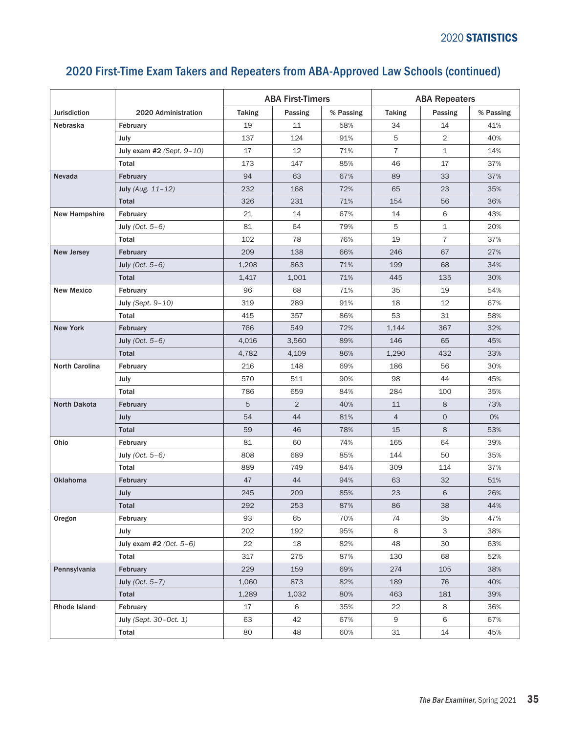## 2020 First-Time Exam Takers and Repeaters from ABA-Approved Law Schools (continued)

| Jurisdiction | 2020 Administration | ABA First-Timers | | | ABA Repeaters | | |
|---|---|---|---|---|---|---|---|
| | | Taking | Passing | % Passing | Taking | Passing | % Passing |
| Nebraska | **February** | 19 | 11 | 58% | 34 | 14 | 41% |
| | **July** | 137 | 124 | 91% | 5 | 2 | 40% |
| | **July exam #2** *(Sept. 9–10)* | 17 | 12 | 71% | 7 | 1 | 14% |
| | **Total** | 173 | 147 | 85% | 46 | 17 | 37% |
| Nevada | **February** | 94 | 63 | 67% | 89 | 33 | 37% |
| | **July** *(Aug. 11–12)* | 232 | 168 | 72% | 65 | 23 | 35% |
| | **Total** | 326 | 231 | 71% | 154 | 56 | 36% |
| New Hampshire | **February** | 21 | 14 | 67% | 14 | 6 | 43% |
| | **July** *(Oct. 5–6)* | 81 | 64 | 79% | 5 | 1 | 20% |
| | **Total** | 102 | 78 | 76% | 19 | 7 | 37% |
| New Jersey | **February** | 209 | 138 | 66% | 246 | 67 | 27% |
| | **July** *(Oct. 5–6)* | 1,208 | 863 | 71% | 199 | 68 | 34% |
| | **Total** | 1,417 | 1,001 | 71% | 445 | 135 | 30% |
| New Mexico | **February** | 96 | 68 | 71% | 35 | 19 | 54% |
| | **July** *(Sept. 9–10)* | 319 | 289 | 91% | 18 | 12 | 67% |
| | **Total** | 415 | 357 | 86% | 53 | 31 | 58% |
| New York | **February** | 766 | 549 | 72% | 1,144 | 367 | 32% |
| | **July** *(Oct. 5–6)* | 4,016 | 3,560 | 89% | 146 | 65 | 45% |
| | **Total** | 4,782 | 4,109 | 86% | 1,290 | 432 | 33% |
| North Carolina | **February** | 216 | 148 | 69% | 186 | 56 | 30% |
| | **July** | 570 | 511 | 90% | 98 | 44 | 45% |
| | **Total** | 786 | 659 | 84% | 284 | 100 | 35% |
| North Dakota | **February** | 5 | 2 | 40% | 11 | 8 | 73% |
| | **July** | 54 | 44 | 81% | 4 | 0 | 0% |
| | **Total** | 59 | 46 | 78% | 15 | 8 | 53% |
| Ohio | **February** | 81 | 60 | 74% | 165 | 64 | 39% |
| | **July** *(Oct. 5–6)* | 808 | 689 | 85% | 144 | 50 | 35% |
| | **Total** | 889 | 749 | 84% | 309 | 114 | 37% |
| Oklahoma | **February** | 47 | 44 | 94% | 63 | 32 | 51% |
| | **July** | 245 | 209 | 85% | 23 | 6 | 26% |
| | **Total** | 292 | 253 | 87% | 86 | 38 | 44% |
| Oregon | **February** | 93 | 65 | 70% | 74 | 35 | 47% |
| | **July** | 202 | 192 | 95% | 8 | 3 | 38% |
| | **July exam #2** *(Oct. 5–6)* | 22 | 18 | 82% | 48 | 30 | 63% |
| | **Total** | 317 | 275 | 87% | 130 | 68 | 52% |
| Pennsylvania | **February** | 229 | 159 | 69% | 274 | 105 | 38% |
| | **July** *(Oct. 5–7)* | 1,060 | 873 | 82% | 189 | 76 | 40% |
| | **Total** | 1,289 | 1,032 | 80% | 463 | 181 | 39% |
| Rhode Island | **February** | 17 | 6 | 35% | 22 | 8 | 36% |
| | **July** *(Sept. 30–Oct. 1)* | 63 | 42 | 67% | 9 | 6 | 67% |
| | **Total** | 80 | 48 | 60% | 31 | 14 | 45% |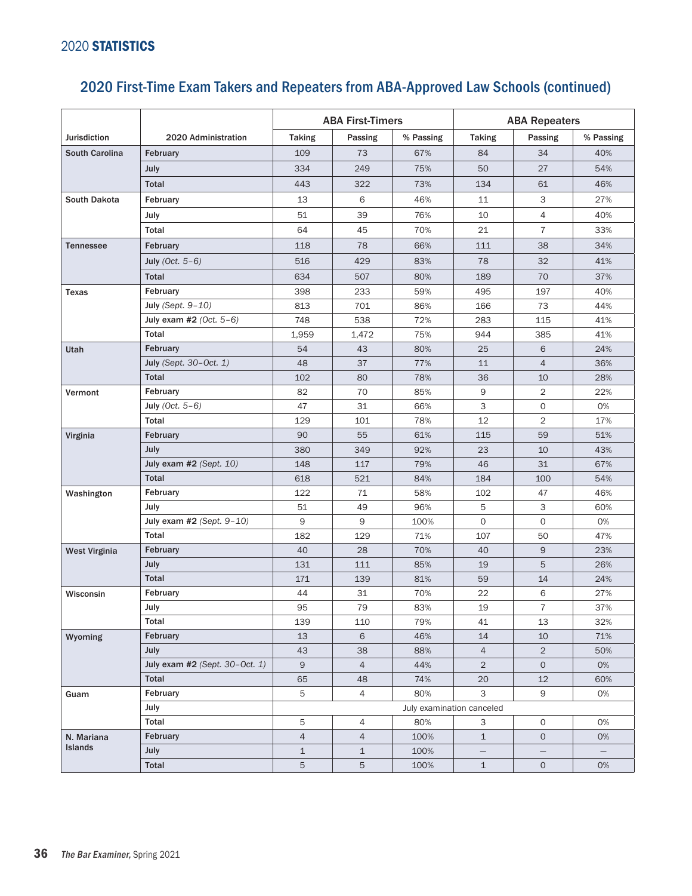## 2020 First-Time Exam Takers and Repeaters from ABA-Approved Law Schools (continued)

| Jurisdiction | 2020 Administration | ABA First-Timers | | | ABA Repeaters | | |
|---|---|---|---|---|---|---|---|
| | | Taking | Passing | % Passing | Taking | Passing | % Passing |
| South Carolina | February | 109 | 73 | 67% | 84 | 34 | 40% |
| | July | 334 | 249 | 75% | 50 | 27 | 54% |
| | Total | 443 | 322 | 73% | 134 | 61 | 46% |
| South Dakota | February | 13 | 6 | 46% | 11 | 3 | 27% |
| | July | 51 | 39 | 76% | 10 | 4 | 40% |
| | Total | 64 | 45 | 70% | 21 | 7 | 33% |
| Tennessee | February | 118 | 78 | 66% | 111 | 38 | 34% |
| | July *(Oct. 5–6)* | 516 | 429 | 83% | 78 | 32 | 41% |
| | Total | 634 | 507 | 80% | 189 | 70 | 37% |
| Texas | February | 398 | 233 | 59% | 495 | 197 | 40% |
| | July *(Sept. 9–10)* | 813 | 701 | 86% | 166 | 73 | 44% |
| | July exam #2 *(Oct. 5–6)* | 748 | 538 | 72% | 283 | 115 | 41% |
| | Total | 1,959 | 1,472 | 75% | 944 | 385 | 41% |
| Utah | February | 54 | 43 | 80% | 25 | 6 | 24% |
| | July *(Sept. 30–Oct. 1)* | 48 | 37 | 77% | 11 | 4 | 36% |
| | Total | 102 | 80 | 78% | 36 | 10 | 28% |
| Vermont | February | 82 | 70 | 85% | 9 | 2 | 22% |
| | July *(Oct. 5–6)* | 47 | 31 | 66% | 3 | 0 | 0% |
| | Total | 129 | 101 | 78% | 12 | 2 | 17% |
| Virginia | February | 90 | 55 | 61% | 115 | 59 | 51% |
| | July | 380 | 349 | 92% | 23 | 10 | 43% |
| | July exam #2 *(Sept. 10)* | 148 | 117 | 79% | 46 | 31 | 67% |
| | Total | 618 | 521 | 84% | 184 | 100 | 54% |
| Washington | February | 122 | 71 | 58% | 102 | 47 | 46% |
| | July | 51 | 49 | 96% | 5 | 3 | 60% |
| | July exam #2 *(Sept. 9–10)* | 9 | 9 | 100% | 0 | 0 | 0% |
| | Total | 182 | 129 | 71% | 107 | 50 | 47% |
| West Virginia | February | 40 | 28 | 70% | 40 | 9 | 23% |
| | July | 131 | 111 | 85% | 19 | 5 | 26% |
| | Total | 171 | 139 | 81% | 59 | 14 | 24% |
| Wisconsin | February | 44 | 31 | 70% | 22 | 6 | 27% |
| | July | 95 | 79 | 83% | 19 | 7 | 37% |
| | Total | 139 | 110 | 79% | 41 | 13 | 32% |
| Wyoming | February | 13 | 6 | 46% | 14 | 10 | 71% |
| | July | 43 | 38 | 88% | 4 | 2 | 50% |
| | July exam #2 *(Sept. 30–Oct. 1)* | 9 | 4 | 44% | 2 | 0 | 0% |
| | Total | 65 | 48 | 74% | 20 | 12 | 60% |
| Guam | February | 5 | 4 | 80% | 3 | 9 | 0% |
| | July | July examination canceled | | | | | |
| | Total | 5 | 4 | 80% | 3 | 0 | 0% |
| N. Mariana Islands | February | 4 | 4 | 100% | 1 | 0 | 0% |
| | July | 1 | 1 | 100% | — | — | — |
| | Total | 5 | 5 | 100% | 1 | 0 | 0% |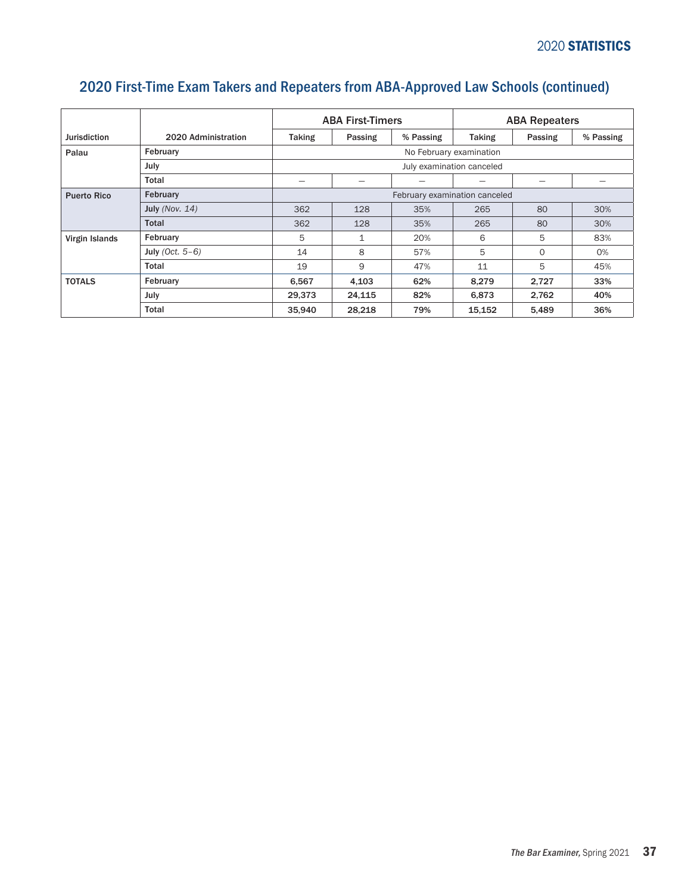## 2020 First-Time Exam Takers and Repeaters from ABA-Approved Law Schools (continued)

| Jurisdiction | 2020 Administration | ABA First-Timers | | | ABA Repeaters | | |
|---|---|---|---|---|---|---|---|
| | | Taking | Passing | % Passing | Taking | Passing | % Passing |
| Palau | February | No February examination | | | | | |
| | July | July examination canceled | | | | | |
| | Total | — | — | — | — | — | — |
| Puerto Rico | February | February examination canceled | | | | | |
| | July *(Nov. 14)* | 362 | 128 | 35% | 265 | 80 | 30% |
| | Total | 362 | 128 | 35% | 265 | 80 | 30% |
| Virgin Islands | February | 5 | 1 | 20% | 6 | 5 | 83% |
| | July *(Oct. 5–6)* | 14 | 8 | 57% | 5 | 0 | 0% |
| | Total | 19 | 9 | 47% | 11 | 5 | 45% |
| **TOTALS** | February | **6,567** | **4,103** | **62%** | **8,279** | **2,727** | **33%** |
| | July | **29,373** | **24,115** | **82%** | **6,873** | **2,762** | **40%** |
| | Total | **35,940** | **28,218** | **79%** | **15,152** | **5,489** | **36%** |